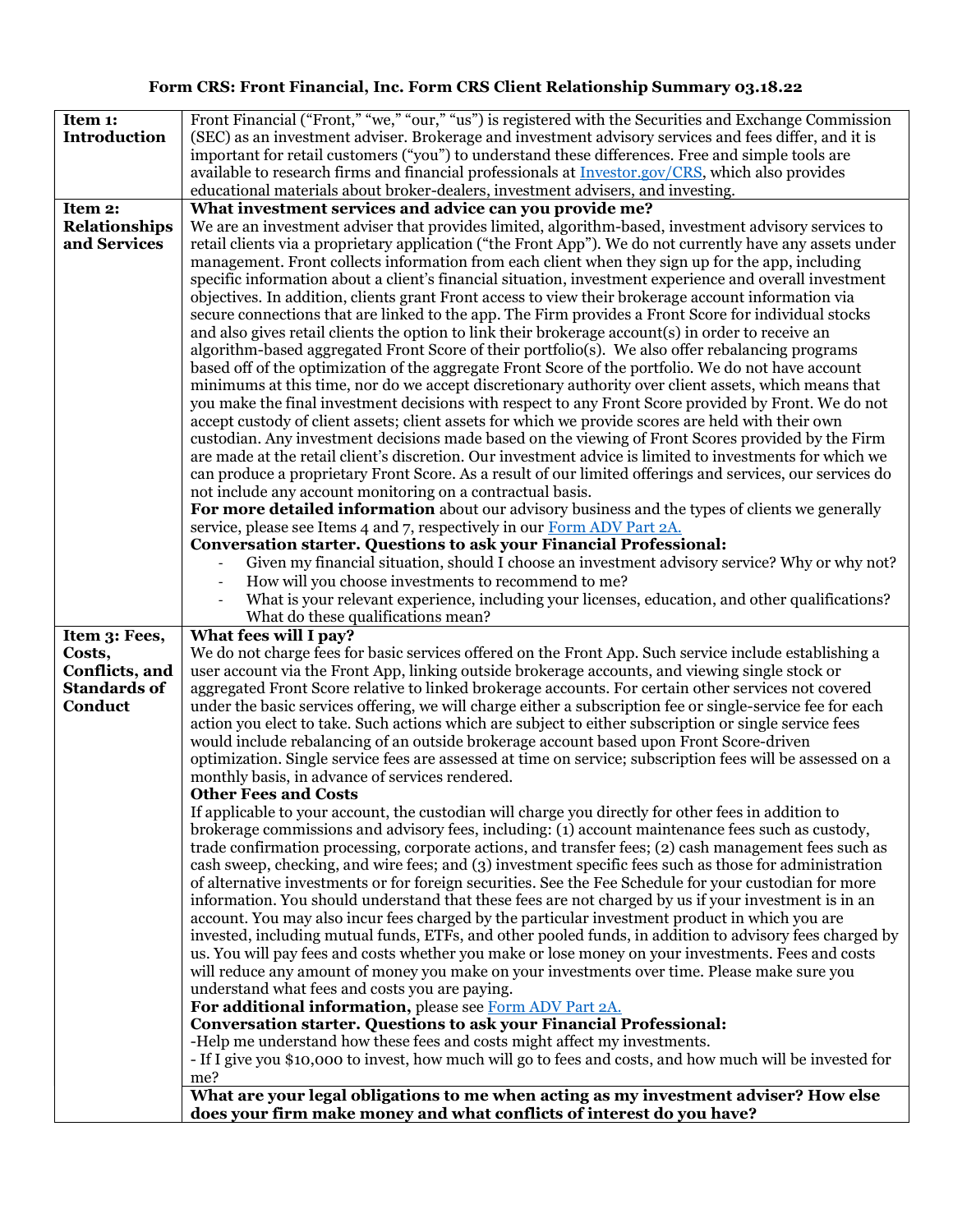# Form CRS: Front Financial, Inc. Form CRS Client Relationship Summary 03.18.22

| | |
|---|---|
| **Item 1: Introduction** | Front Financial ("Front," "we," "our," "us") is registered with the Securities and Exchange Commission (SEC) as an investment adviser. Brokerage and investment advisory services and fees differ, and it is important for retail customers ("you") to understand these differences. Free and simple tools are available to research firms and financial professionals at [Investor.gov/CRS](Investor.gov/CRS), which also provides educational materials about broker-dealers, investment advisers, and investing. |
| **Item 2: Relationships and Services** | **What investment services and advice can you provide me?**<br>We are an investment adviser that provides limited, algorithm-based, investment advisory services to retail clients via a proprietary application ("the Front App"). We do not currently have any assets under management. Front collects information from each client when they sign up for the app, including specific information about a client's financial situation, investment experience and overall investment objectives. In addition, clients grant Front access to view their brokerage account information via secure connections that are linked to the app. The Firm provides a Front Score for individual stocks and also gives retail clients the option to link their brokerage account(s) in order to receive an algorithm-based aggregated Front Score of their portfolio(s). We also offer rebalancing programs based off of the optimization of the aggregate Front Score of the portfolio. We do not have account minimums at this time, nor do we accept discretionary authority over client assets, which means that you make the final investment decisions with respect to any Front Score provided by Front. We do not accept custody of client assets; client assets for which we provide scores are held with their own custodian. Any investment decisions made based on the viewing of Front Scores provided by the Firm are made at the retail client's discretion. Our investment advice is limited to investments for which we can produce a proprietary Front Score. As a result of our limited offerings and services, our services do not include any account monitoring on a contractual basis.<br>**For more detailed information** about our advisory business and the types of clients we generally service, please see Items 4 and 7, respectively in our [Form ADV Part 2A.](Form ADV Part 2A.)<br>**Conversation starter. Questions to ask your Financial Professional:**<br>- Given my financial situation, should I choose an investment advisory service? Why or why not?<br>- How will you choose investments to recommend to me?<br>- What is your relevant experience, including your licenses, education, and other qualifications? What do these qualifications mean? |
| **Item 3: Fees, Costs, Conflicts, and Standards of Conduct** | **What fees will I pay?**<br>We do not charge fees for basic services offered on the Front App. Such service include establishing a user account via the Front App, linking outside brokerage accounts, and viewing single stock or aggregated Front Score relative to linked brokerage accounts. For certain other services not covered under the basic services offering, we will charge either a subscription fee or single-service fee for each action you elect to take. Such actions which are subject to either subscription or single service fees would include rebalancing of an outside brokerage account based upon Front Score-driven optimization. Single service fees are assessed at time on service; subscription fees will be assessed on a monthly basis, in advance of services rendered.<br>**Other Fees and Costs**<br>If applicable to your account, the custodian will charge you directly for other fees in addition to brokerage commissions and advisory fees, including: (1) account maintenance fees such as custody, trade confirmation processing, corporate actions, and transfer fees; (2) cash management fees such as cash sweep, checking, and wire fees; and (3) investment specific fees such as those for administration of alternative investments or for foreign securities. See the Fee Schedule for your custodian for more information. You should understand that these fees are not charged by us if your investment is in an account. You may also incur fees charged by the particular investment product in which you are invested, including mutual funds, ETFs, and other pooled funds, in addition to advisory fees charged by us. You will pay fees and costs whether you make or lose money on your investments. Fees and costs will reduce any amount of money you make on your investments over time. Please make sure you understand what fees and costs you are paying.<br>**For additional information,** please see [Form ADV Part 2A.](Form ADV Part 2A.)<br>**Conversation starter. Questions to ask your Financial Professional:**<br>-Help me understand how these fees and costs might affect my investments.<br>- If I give you $10,000 to invest, how much will go to fees and costs, and how much will be invested for me? |
| | **What are your legal obligations to me when acting as my investment adviser? How else does your firm make money and what conflicts of interest do you have?** |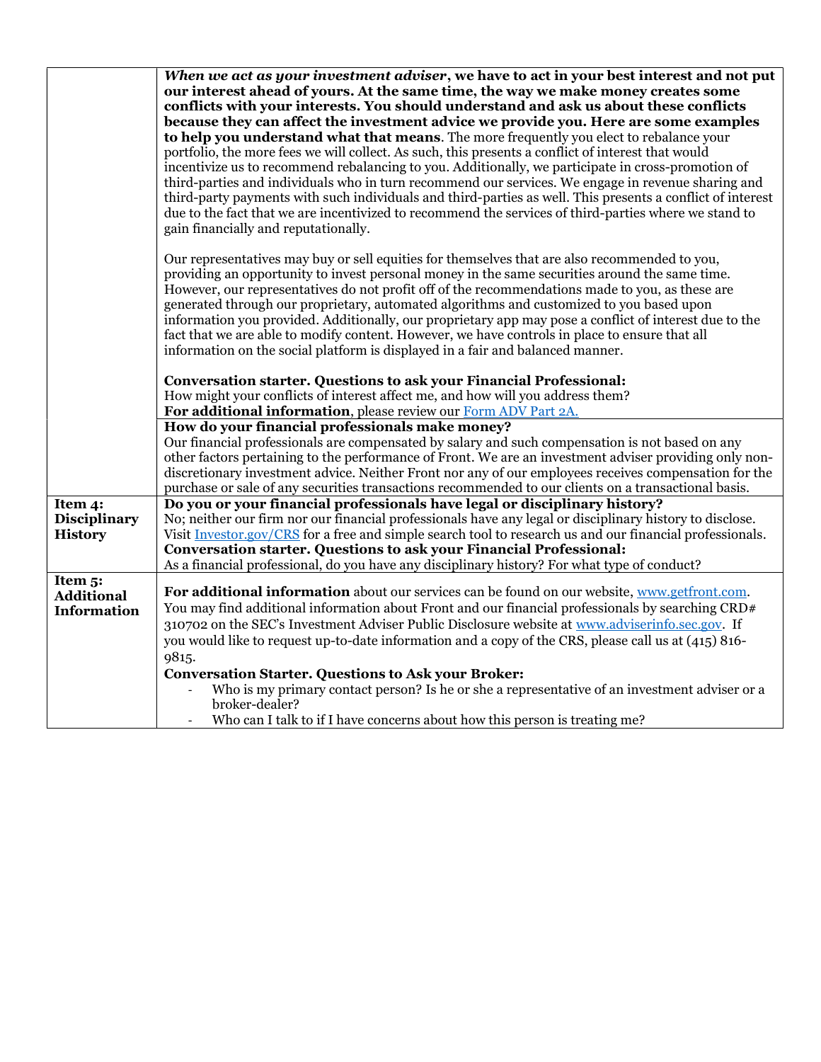| | |
|---|---|
| | ***When we act as your investment adviser*, we have to act in your best interest and not put our interest ahead of yours. At the same time, the way we make money creates some conflicts with your interests. You should understand and ask us about these conflicts because they can affect the investment advice we provide you. Here are some examples to help you understand what that means**. The more frequently you elect to rebalance your portfolio, the more fees we will collect. As such, this presents a conflict of interest that would incentivize us to recommend rebalancing to you. Additionally, we participate in cross-promotion of third-parties and individuals who in turn recommend our services. We engage in revenue sharing and third-party payments with such individuals and third-parties as well. This presents a conflict of interest due to the fact that we are incentivized to recommend the services of third-parties where we stand to gain financially and reputationally.<br><br>Our representatives may buy or sell equities for themselves that are also recommended to you, providing an opportunity to invest personal money in the same securities around the same time. However, our representatives do not profit off of the recommendations made to you, as these are generated through our proprietary, automated algorithms and customized to you based upon information you provided. Additionally, our proprietary app may pose a conflict of interest due to the fact that we are able to modify content. However, we have controls in place to ensure that all information on the social platform is displayed in a fair and balanced manner.<br><br>**Conversation starter. Questions to ask your Financial Professional:**<br>How might your conflicts of interest affect me, and how will you address them?<br>**For additional information**, please review our [Form ADV Part 2A.](Form ADV Part 2A.) |
| | **How do your financial professionals make money?**<br>Our financial professionals are compensated by salary and such compensation is not based on any other factors pertaining to the performance of Front. We are an investment adviser providing only non-discretionary investment advice. Neither Front nor any of our employees receives compensation for the purchase or sale of any securities transactions recommended to our clients on a transactional basis. |
| **Item 4: Disciplinary History** | **Do you or your financial professionals have legal or disciplinary history?**<br>No; neither our firm nor our financial professionals have any legal or disciplinary history to disclose. Visit [Investor.gov/CRS](Investor.gov/CRS) for a free and simple search tool to research us and our financial professionals.<br>**Conversation starter. Questions to ask your Financial Professional:**<br>As a financial professional, do you have any disciplinary history? For what type of conduct? |
| **Item 5: Additional Information** | **For additional information** about our services can be found on our website, [www.getfront.com](www.getfront.com). You may find additional information about Front and our financial professionals by searching CRD# 310702 on the SEC's Investment Adviser Public Disclosure website at [www.adviserinfo.sec.gov](www.adviserinfo.sec.gov). If you would like to request up-to-date information and a copy of the CRS, please call us at (415) 816-9815.<br>**Conversation Starter. Questions to Ask your Broker:**<br>- Who is my primary contact person? Is he or she a representative of an investment adviser or a broker-dealer?<br>- Who can I talk to if I have concerns about how this person is treating me? |